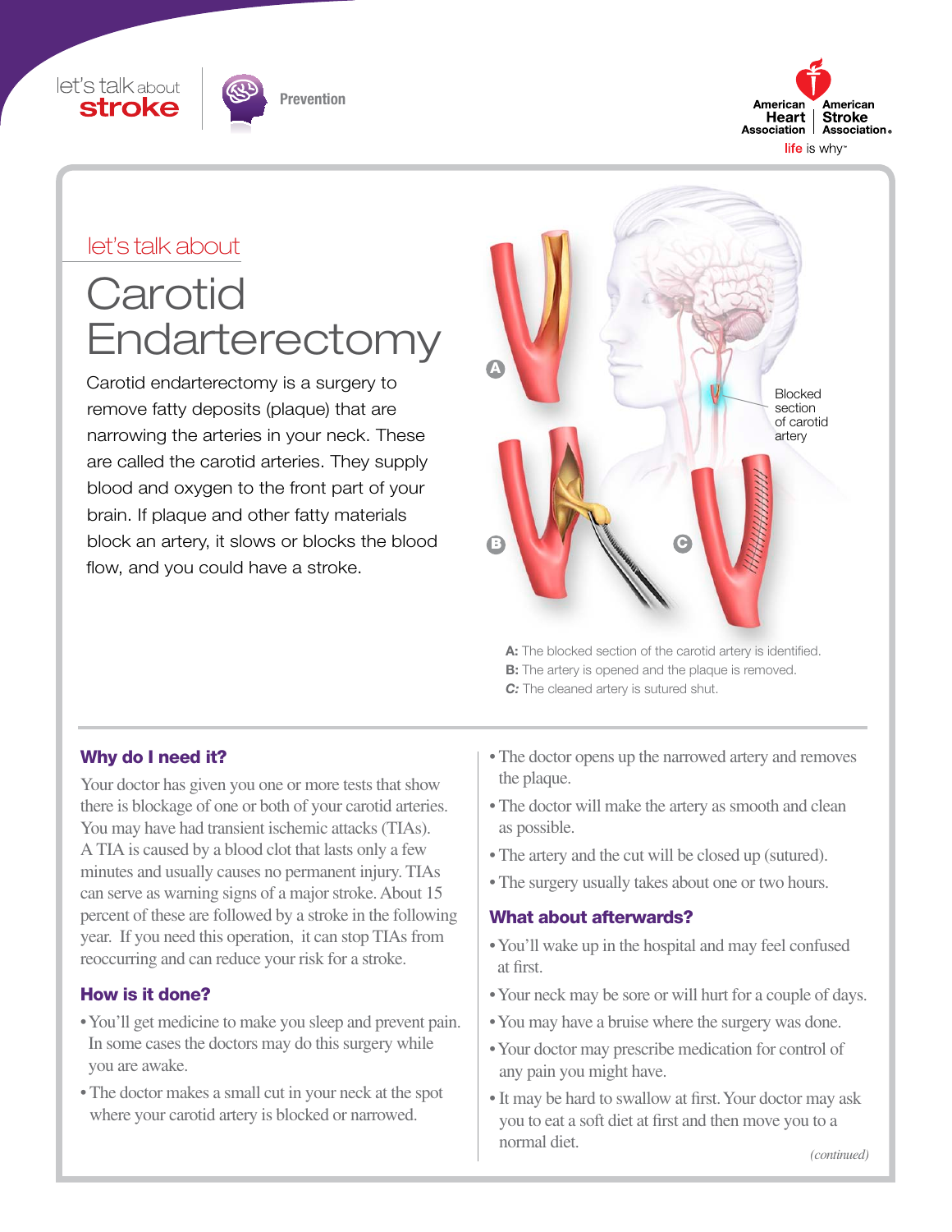let's talk about **stroke** | Prevention

# let's talk about Carotid Endarterectomy

Carotid endarterectomy is a surgery to remove fatty deposits (plaque) that are narrowing the arteries in your neck. These are called the carotid arteries. They supply blood and oxygen to the front part of your brain. If plaque and other fatty materials block an artery, it slows or blocks the blood flow, and you could have a stroke.

Blocked section of carotid artery

**A:** The blocked section of the carotid artery is identified.
**B:** The artery is opened and the plaque is removed.
***C:*** The cleaned artery is sutured shut.

## Why do I need it?

Your doctor has given you one or more tests that show there is blockage of one or both of your carotid arteries. You may have had transient ischemic attacks (TIAs). A TIA is caused by a blood clot that lasts only a few minutes and usually causes no permanent injury. TIAs can serve as warning signs of a major stroke. About 15 percent of these are followed by a stroke in the following year. If you need this operation, it can stop TIAs from reoccurring and can reduce your risk for a stroke.

## How is it done?

- You'll get medicine to make you sleep and prevent pain. In some cases the doctors may do this surgery while you are awake.
- The doctor makes a small cut in your neck at the spot where your carotid artery is blocked or narrowed.
- The doctor opens up the narrowed artery and removes the plaque.
- The doctor will make the artery as smooth and clean as possible.
- The artery and the cut will be closed up (sutured).
- The surgery usually takes about one or two hours.

## What about afterwards?

- You'll wake up in the hospital and may feel confused at first.
- Your neck may be sore or will hurt for a couple of days.
- You may have a bruise where the surgery was done.
- Your doctor may prescribe medication for control of any pain you might have.
- It may be hard to swallow at first. Your doctor may ask you to eat a soft diet at first and then move you to a normal diet.

*(continued)*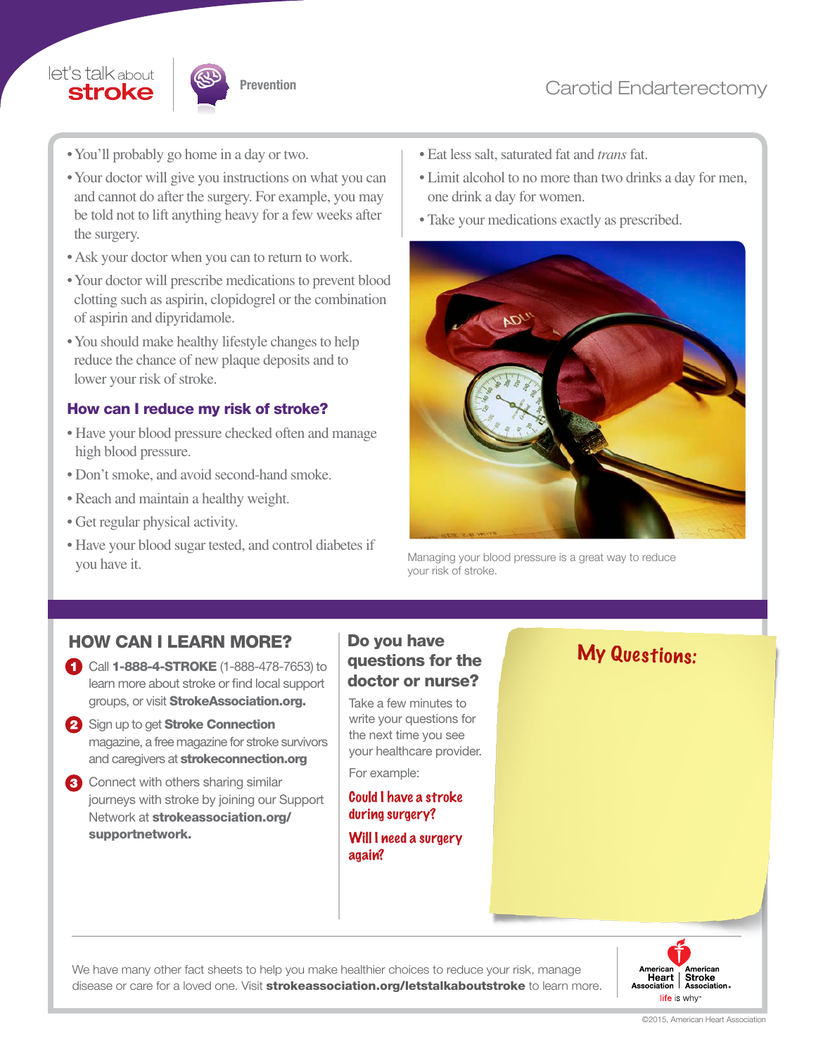- You'll probably go home in a day or two.
- Your doctor will give you instructions on what you can and cannot do after the surgery. For example, you may be told not to lift anything heavy for a few weeks after the surgery.
- Ask your doctor when you can to return to work.
- Your doctor will prescribe medications to prevent blood clotting such as aspirin, clopidogrel or the combination of aspirin and dipyridamole.
- You should make healthy lifestyle changes to help reduce the chance of new plaque deposits and to lower your risk of stroke.

### How can I reduce my risk of stroke?

- Have your blood pressure checked often and manage high blood pressure.
- Don't smoke, and avoid second-hand smoke.
- Reach and maintain a healthy weight.
- Get regular physical activity.
- Have your blood sugar tested, and control diabetes if you have it.
- Eat less salt, saturated fat and *trans* fat.
- Limit alcohol to no more than two drinks a day for men, one drink a day for women.
- Take your medications exactly as prescribed.

Managing your blood pressure is a great way to reduce your risk of stroke.

## HOW CAN I LEARN MORE?

1. Call **1-888-4-STROKE** (1-888-478-7653) to learn more about stroke or find local support groups, or visit **StrokeAssociation.org.**
2. Sign up to get **Stroke Connection** magazine, a free magazine for stroke survivors and caregivers at **strokeconnection.org**
3. Connect with others sharing similar journeys with stroke by joining our Support Network at **strokeassociation.org/supportnetwork.**

## Do you have questions for the doctor or nurse?

Take a few minutes to write your questions for the next time you see your healthcare provider.

For example:

**Could I have a stroke during surgery?**

**Will I need a surgery again?**

**My Questions:**

We have many other fact sheets to help you make healthier choices to reduce your risk, manage disease or care for a loved one. Visit **strokeassociation.org/letstalkaboutstroke** to learn more.

American Heart Association | American Stroke Association. life is why™

©2015, American Heart Association